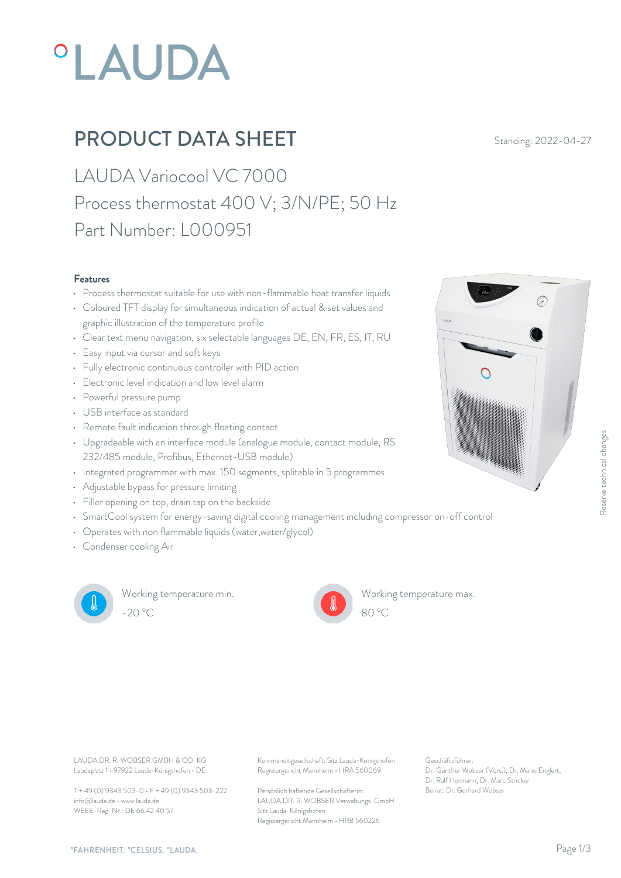# PRODUCT DATA SHEET

Standing: 2022-04-27

## LAUDA Variocool VC 7000

## Process thermostat 400 V; 3/N/PE; 50 Hz

## Part Number: L000951

### Features

- Process thermostat suitable for use with non-flammable heat transfer liquids
- Coloured TFT display for simultaneous indication of actual & set values and graphic illustration of the temperature profile
- Clear text menu navigation, six selectable languages DE, EN, FR, ES, IT, RU
- Easy input via cursor and soft keys
- Fully electronic continuous controller with PID action
- Electronic level indication and low level alarm
- Powerful pressure pump
- USB interface as standard
- Remote fault indication through floating contact
- Upgradeable with an interface module (analogue module, contact module, RS 232/485 module, Profibus, Ethernet-USB module)
- Integrated programmer with max. 150 segments, splitable in 5 programmes
- Adjustable bypass for pressure limiting
- Filler opening on top, drain tap on the backside
- SmartCool system for energy-saving digital cooling management including compressor on-off control
- Operates with non flammable liquids (water,water/glycol)
- Condenser cooling Air

Working temperature min.
-20 °C

Working temperature max.
80 °C

Reserve technical changes

LAUDA DR. R. WOBSER GMBH & CO. KG
Laudaplatz 1 • 97922 Lauda-Königshofen • DE

T + 49 (0) 9343 503-0 • F + 49 (0) 9343 503-222
info@lauda.de • www.lauda.de
WEEE-Reg-Nr.: DE 66 42 40 57

Kommanditgesellschaft: Sitz Lauda-Königshofen
Registergericht Mannheim • HRA 560069

Persönlich haftende Gesellschafterin:
LAUDA DR. R. WOBSER Verwaltungs-GmbH
Sitz Lauda-Königshofen
Registergericht Mannheim • HRB 560226

Geschäftsführer:
Dr. Gunther Wobser (Vors.), Dr. Mario Englert, Dr. Ralf Hermann, Dr. Marc Stricker
Beirat: Dr. Gerhard Wobser

°FAHRENHEIT. °CELSIUS. °LAUDA.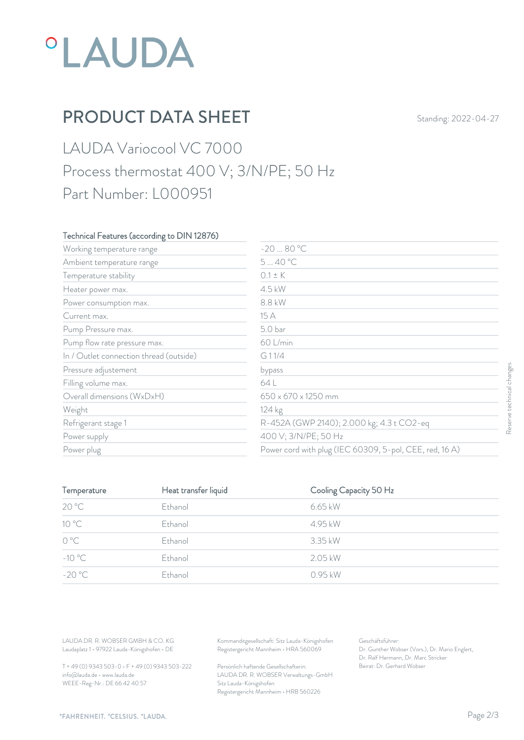°LAUDA

# PRODUCT DATA SHEET

Standing: 2022-04-27

## LAUDA Variocool VC 7000

## Process thermostat 400 V; 3/N/PE; 50 Hz

## Part Number: L000951

| Technical Features (according to DIN 12876) | |
|---|---|
| Working temperature range | -20 ... 80 °C |
| Ambient temperature range | 5 ... 40 °C |
| Temperature stability | 0.1 ± K |
| Heater power max. | 4.5 kW |
| Power consumption max. | 8.8 kW |
| Current max. | 15 A |
| Pump Pressure max. | 5.0 bar |
| Pump flow rate pressure max. | 60 L/min |
| In / Outlet connection thread (outside) | G 1 1/4 |
| Pressure adjustement | bypass |
| Filling volume max. | 64 L |
| Overall dimensions (WxDxH) | 650 x 670 x 1250 mm |
| Weight | 124 kg |
| Refrigerant stage 1 | R-452A (GWP 2140); 2.000 kg; 4.3 t $CO_2$-eq |
| Power supply | 400 V; 3/N/PE; 50 Hz |
| Power plug | Power cord with plug (IEC 60309, 5-pol, CEE, red, 16 A) |

Reserve technical changes

| Temperature | Heat transfer liquid | Cooling Capacity 50 Hz |
|---|---|---|
| 20 °C | Ethanol | 6.65 kW |
| 10 °C | Ethanol | 4.95 kW |
| 0 °C | Ethanol | 3.35 kW |
| -10 °C | Ethanol | 2.05 kW |
| -20 °C | Ethanol | 0.95 kW |

LAUDA DR. R. WOBSER GMBH & CO. KG
Laudaplatz 1 • 97922 Lauda-Königshofen • DE

T + 49 (0) 9343 503-0 • F + 49 (0) 9343 503-222
info@lauda.de • www.lauda.de
WEEE-Reg-Nr.: DE 66 42 40 57

Kommanditgesellschaft: Sitz Lauda-Königshofen
Registergericht Mannheim • HRA 560069

Persönlich haftende Gesellschafterin:
LAUDA DR. R. WOBSER Verwaltungs-GmbH
Sitz Lauda-Königshofen
Registergericht Mannheim • HRB 560226

Geschäftsführer:
Dr. Gunther Wobser (Vors.), Dr. Mario Englert,
Dr. Ralf Hermann, Dr. Marc Stricker
Beirat: Dr. Gerhard Wobser

°FAHRENHEIT. °CELSIUS. °LAUDA.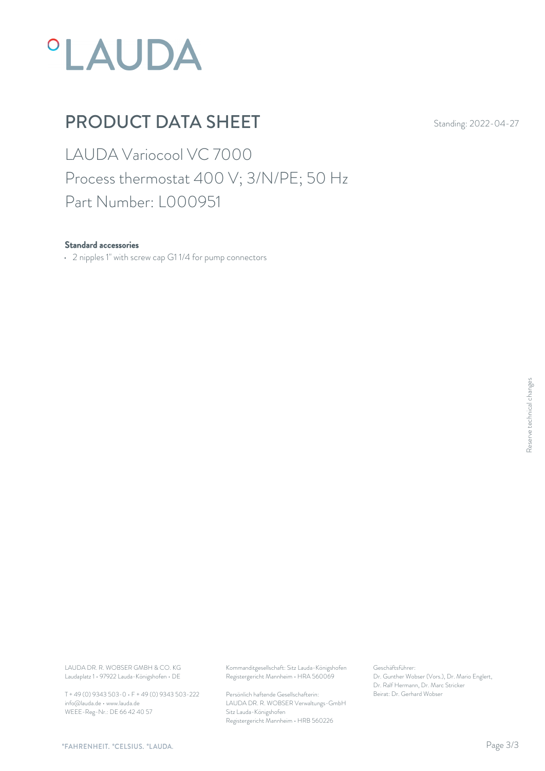# PRODUCT DATA SHEET

Standing: 2022-04-27

LAUDA Variocool VC 7000
Process thermostat 400 V; 3/N/PE; 50 Hz
Part Number: L000951

**Standard accessories**

- 2 nipples 1" with screw cap G1 1/4 for pump connectors

Reserve technical changes

LAUDA DR. R. WOBSER GMBH & CO. KG
Laudaplatz 1 • 97922 Lauda-Königshofen • DE

T + 49 (0) 9343 503-0 • F + 49 (0) 9343 503-222
info@lauda.de • www.lauda.de
WEEE-Reg-Nr.: DE 66 42 40 57

Kommanditgesellschaft: Sitz Lauda-Königshofen
Registergericht Mannheim • HRA 560069

Persönlich haftende Gesellschafterin:
LAUDA DR. R. WOBSER Verwaltungs-GmbH
Sitz Lauda-Königshofen
Registergericht Mannheim • HRB 560226

Geschäftsführer:
Dr. Gunther Wobser (Vors.), Dr. Mario Englert,
Dr. Ralf Hermann, Dr. Marc Stricker
Beirat: Dr. Gerhard Wobser

°FAHRENHEIT. °CELSIUS. °LAUDA.